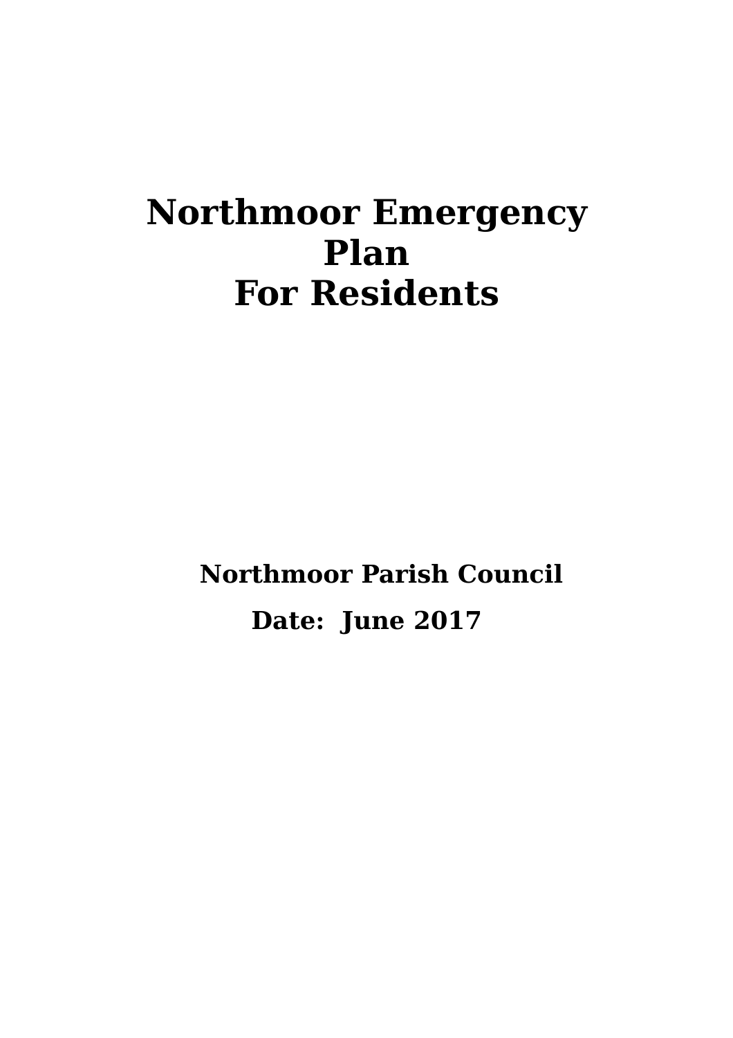# Northmoor Emergency Plan
# For Residents

**Northmoor Parish Council**

**Date: June 2017**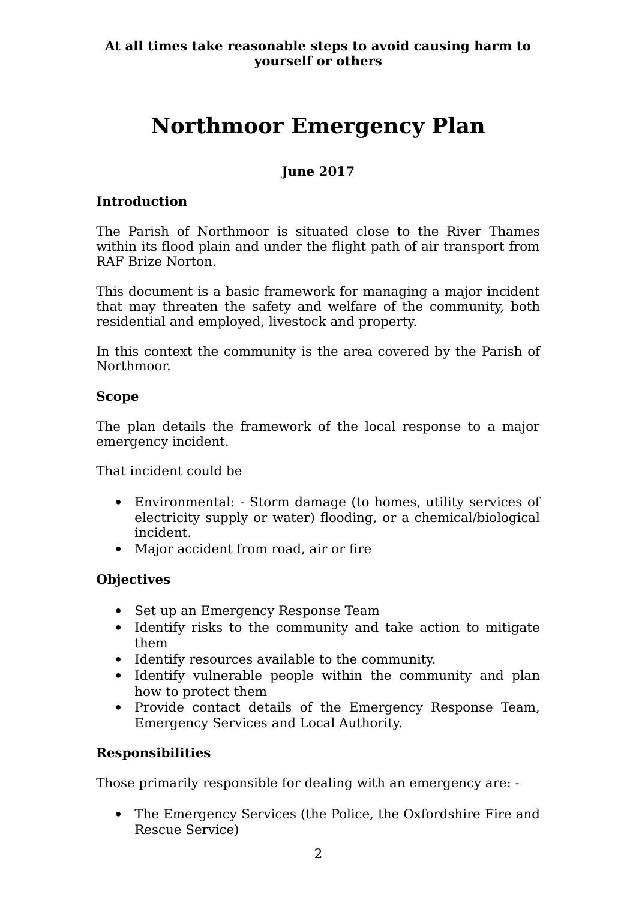**At all times take reasonable steps to avoid causing harm to yourself or others**

# Northmoor Emergency Plan

**June 2017**

### Introduction

The Parish of Northmoor is situated close to the River Thames within its flood plain and under the flight path of air transport from RAF Brize Norton.

This document is a basic framework for managing a major incident that may threaten the safety and welfare of the community, both residential and employed, livestock and property.

In this context the community is the area covered by the Parish of Northmoor.

### Scope

The plan details the framework of the local response to a major emergency incident.

That incident could be

- Environmental: - Storm damage (to homes, utility services of electricity supply or water) flooding, or a chemical/biological incident.
- Major accident from road, air or fire

### Objectives

- Set up an Emergency Response Team
- Identify risks to the community and take action to mitigate them
- Identify resources available to the community.
- Identify vulnerable people within the community and plan how to protect them
- Provide contact details of the Emergency Response Team, Emergency Services and Local Authority.

### Responsibilities

Those primarily responsible for dealing with an emergency are: -

- The Emergency Services (the Police, the Oxfordshire Fire and Rescue Service)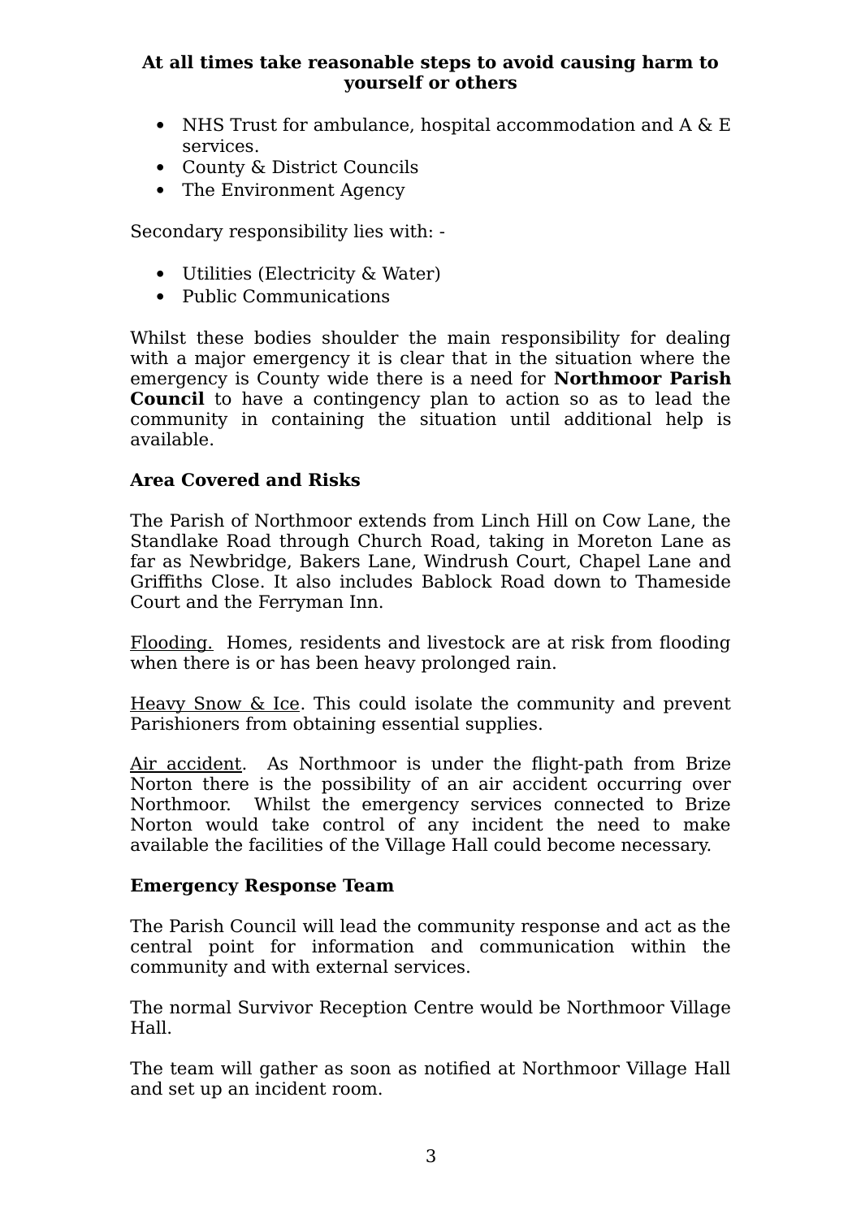**At all times take reasonable steps to avoid causing harm to yourself or others**

- NHS Trust for ambulance, hospital accommodation and A & E services.
- County & District Councils
- The Environment Agency

Secondary responsibility lies with: -

- Utilities (Electricity & Water)
- Public Communications

Whilst these bodies shoulder the main responsibility for dealing with a major emergency it is clear that in the situation where the emergency is County wide there is a need for **Northmoor Parish Council** to have a contingency plan to action so as to lead the community in containing the situation until additional help is available.

**Area Covered and Risks**

The Parish of Northmoor extends from Linch Hill on Cow Lane, the Standlake Road through Church Road, taking in Moreton Lane as far as Newbridge, Bakers Lane, Windrush Court, Chapel Lane and Griffiths Close. It also includes Bablock Road down to Thameside Court and the Ferryman Inn.

<u>Flooding.</u> Homes, residents and livestock are at risk from flooding when there is or has been heavy prolonged rain.

<u>Heavy Snow & Ice</u>. This could isolate the community and prevent Parishioners from obtaining essential supplies.

<u>Air accident</u>. As Northmoor is under the flight-path from Brize Norton there is the possibility of an air accident occurring over Northmoor. Whilst the emergency services connected to Brize Norton would take control of any incident the need to make available the facilities of the Village Hall could become necessary.

**Emergency Response Team**

The Parish Council will lead the community response and act as the central point for information and communication within the community and with external services.

The normal Survivor Reception Centre would be Northmoor Village Hall.

The team will gather as soon as notified at Northmoor Village Hall and set up an incident room.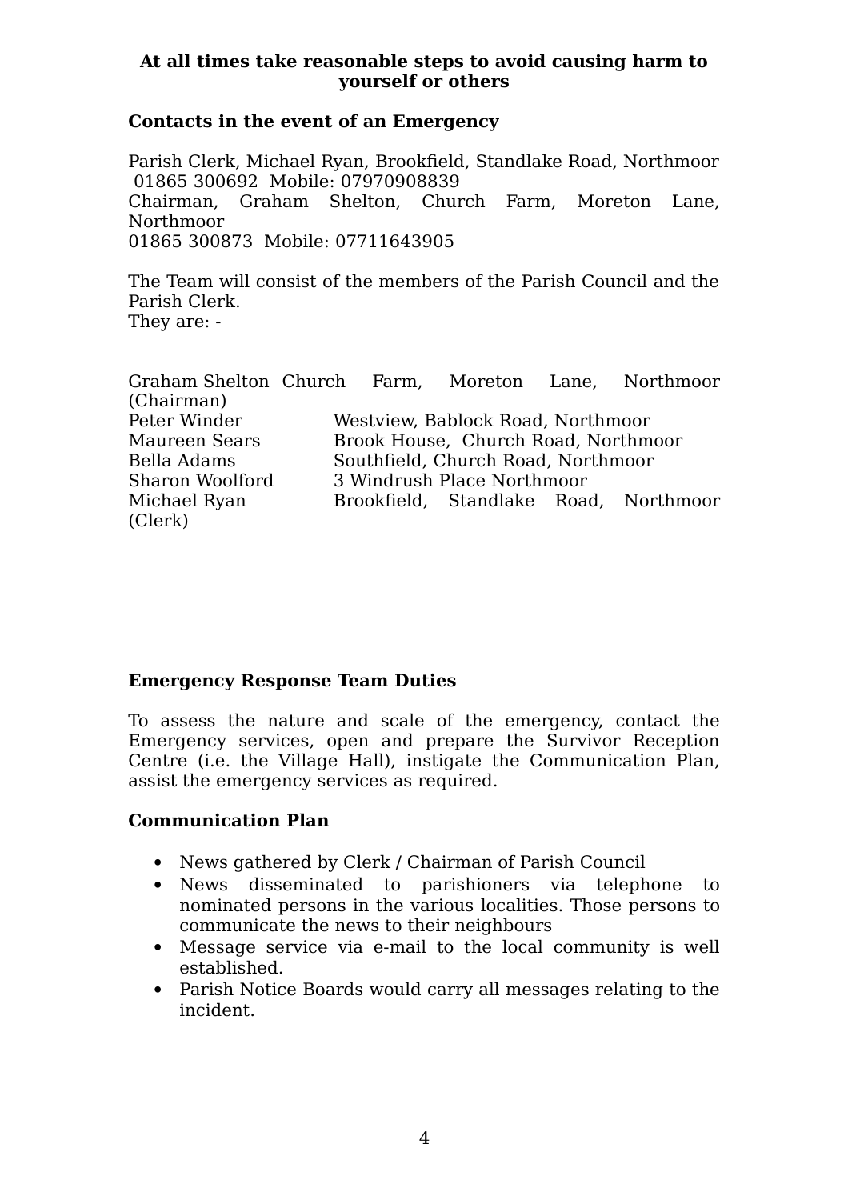**At all times take reasonable steps to avoid causing harm to yourself or others**

**Contacts in the event of an Emergency**

Parish Clerk, Michael Ryan, Brookfield, Standlake Road, Northmoor
01865 300692 Mobile: 07970908839
Chairman, Graham Shelton, Church Farm, Moreton Lane, Northmoor
01865 300873 Mobile: 07711643905

The Team will consist of the members of the Parish Council and the Parish Clerk.
They are: -

| Name | Address |
| --- | --- |
| Graham Shelton (Chairman) | Church Farm, Moreton Lane, Northmoor |
| Peter Winder | Westview, Bablock Road, Northmoor |
| Maureen Sears | Brook House, Church Road, Northmoor |
| Bella Adams | Southfield, Church Road, Northmoor |
| Sharon Woolford | 3 Windrush Place Northmoor |
| Michael Ryan (Clerk) | Brookfield, Standlake Road, Northmoor |

**Emergency Response Team Duties**

To assess the nature and scale of the emergency, contact the Emergency services, open and prepare the Survivor Reception Centre (i.e. the Village Hall), instigate the Communication Plan, assist the emergency services as required.

**Communication Plan**

- News gathered by Clerk / Chairman of Parish Council
- News disseminated to parishioners via telephone to nominated persons in the various localities. Those persons to communicate the news to their neighbours
- Message service via e-mail to the local community is well established.
- Parish Notice Boards would carry all messages relating to the incident.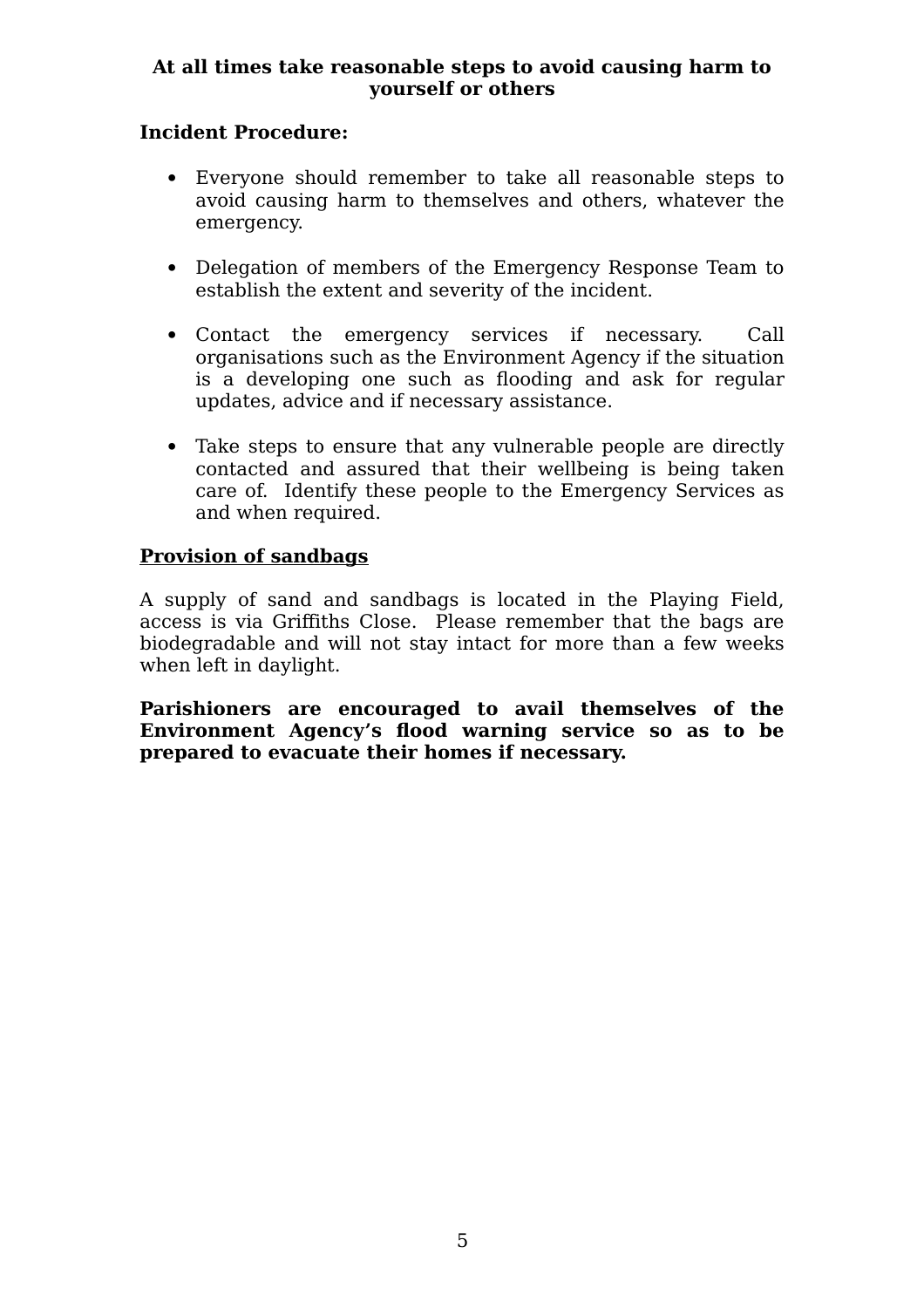**At all times take reasonable steps to avoid causing harm to yourself or others**

**Incident Procedure:**

- Everyone should remember to take all reasonable steps to avoid causing harm to themselves and others, whatever the emergency.

- Delegation of members of the Emergency Response Team to establish the extent and severity of the incident.

- Contact the emergency services if necessary. Call organisations such as the Environment Agency if the situation is a developing one such as flooding and ask for regular updates, advice and if necessary assistance.

- Take steps to ensure that any vulnerable people are directly contacted and assured that their wellbeing is being taken care of. Identify these people to the Emergency Services as and when required.

**<u>Provision of sandbags</u>**

A supply of sand and sandbags is located in the Playing Field, access is via Griffiths Close. Please remember that the bags are biodegradable and will not stay intact for more than a few weeks when left in daylight.

**Parishioners are encouraged to avail themselves of the Environment Agency's flood warning service so as to be prepared to evacuate their homes if necessary.**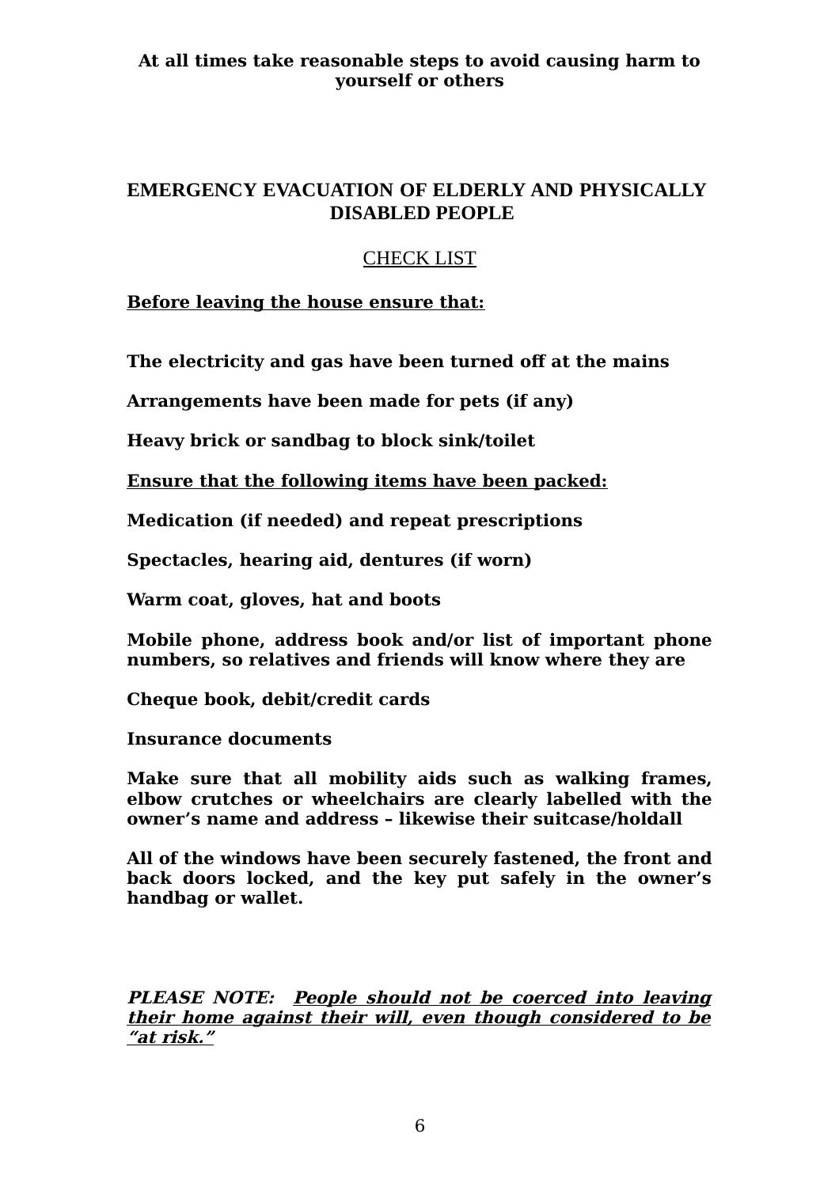**At all times take reasonable steps to avoid causing harm to yourself or others**

## EMERGENCY EVACUATION OF ELDERLY AND PHYSICALLY DISABLED PEOPLE

### CHECK LIST

**Before leaving the house ensure that:**

**The electricity and gas have been turned off at the mains**

**Arrangements have been made for pets (if any)**

**Heavy brick or sandbag to block sink/toilet**

**Ensure that the following items have been packed:**

**Medication (if needed) and repeat prescriptions**

**Spectacles, hearing aid, dentures (if worn)**

**Warm coat, gloves, hat and boots**

**Mobile phone, address book and/or list of important phone numbers, so relatives and friends will know where they are**

**Cheque book, debit/credit cards**

**Insurance documents**

**Make sure that all mobility aids such as walking frames, elbow crutches or wheelchairs are clearly labelled with the owner's name and address – likewise their suitcase/holdall**

**All of the windows have been securely fastened, the front and back doors locked, and the key put safely in the owner's handbag or wallet.**

***PLEASE NOTE: People should not be coerced into leaving their home against their will, even though considered to be "at risk."***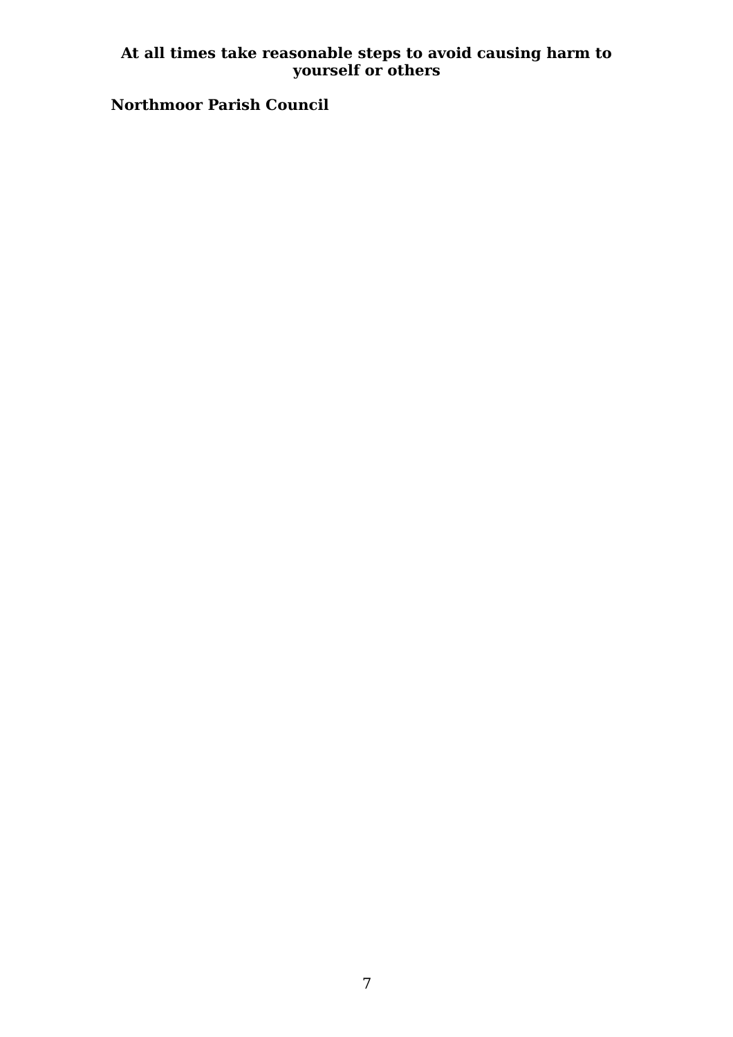**At all times take reasonable steps to avoid causing harm to yourself or others**

**Northmoor Parish Council**